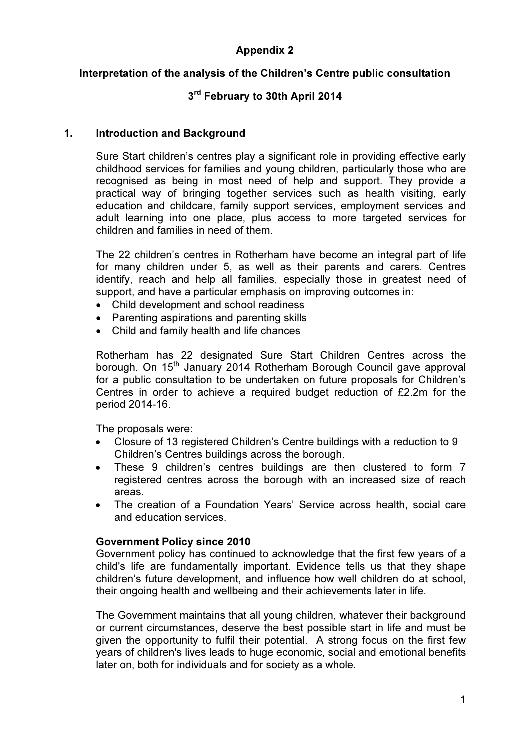# Appendix 2

## Interpretation of the analysis of the Children's Centre public consultation

## 3rd February to 30th April 2014

## 1. Introduction and Background

Sure Start children's centres play a significant role in providing effective early childhood services for families and young children, particularly those who are recognised as being in most need of help and support. They provide a practical way of bringing together services such as health visiting, early education and childcare, family support services, employment services and adult learning into one place, plus access to more targeted services for children and families in need of them.

The 22 children's centres in Rotherham have become an integral part of life for many children under 5, as well as their parents and carers. Centres identify, reach and help all families, especially those in greatest need of support, and have a particular emphasis on improving outcomes in:

- Child development and school readiness
- Parenting aspirations and parenting skills
- Child and family health and life chances

Rotherham has 22 designated Sure Start Children Centres across the borough. On 15th January 2014 Rotherham Borough Council gave approval for a public consultation to be undertaken on future proposals for Children's Centres in order to achieve a required budget reduction of £2.2m for the period 2014-16.

The proposals were:

- Closure of 13 registered Children's Centre buildings with a reduction to 9 Children's Centres buildings across the borough.
- These 9 children's centres buildings are then clustered to form 7 registered centres across the borough with an increased size of reach areas.
- The creation of a Foundation Years' Service across health, social care and education services.

**Government Policy since 2010**

Government policy has continued to acknowledge that the first few years of a child's life are fundamentally important. Evidence tells us that they shape children's future development, and influence how well children do at school, their ongoing health and wellbeing and their achievements later in life.

The Government maintains that all young children, whatever their background or current circumstances, deserve the best possible start in life and must be given the opportunity to fulfil their potential. A strong focus on the first few years of children's lives leads to huge economic, social and emotional benefits later on, both for individuals and for society as a whole.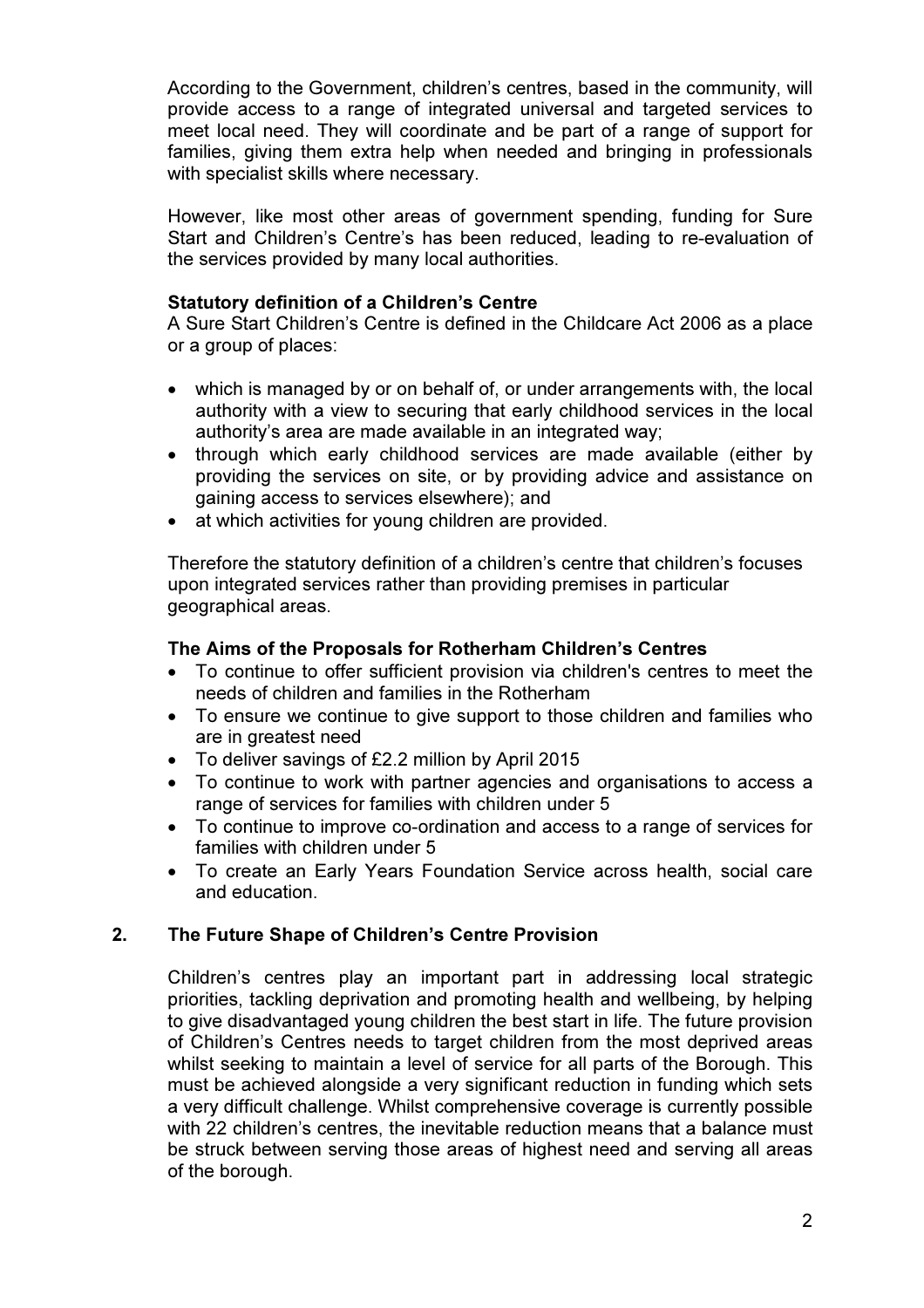According to the Government, children's centres, based in the community, will provide access to a range of integrated universal and targeted services to meet local need. They will coordinate and be part of a range of support for families, giving them extra help when needed and bringing in professionals with specialist skills where necessary.

However, like most other areas of government spending, funding for Sure Start and Children's Centre's has been reduced, leading to re-evaluation of the services provided by many local authorities.

**Statutory definition of a Children's Centre**

A Sure Start Children's Centre is defined in the Childcare Act 2006 as a place or a group of places:

- which is managed by or on behalf of, or under arrangements with, the local authority with a view to securing that early childhood services in the local authority's area are made available in an integrated way;
- through which early childhood services are made available (either by providing the services on site, or by providing advice and assistance on gaining access to services elsewhere); and
- at which activities for young children are provided.

Therefore the statutory definition of a children's centre that children's focuses upon integrated services rather than providing premises in particular geographical areas.

**The Aims of the Proposals for Rotherham Children's Centres**

- To continue to offer sufficient provision via children's centres to meet the needs of children and families in the Rotherham
- To ensure we continue to give support to those children and families who are in greatest need
- To deliver savings of £2.2 million by April 2015
- To continue to work with partner agencies and organisations to access a range of services for families with children under 5
- To continue to improve co-ordination and access to a range of services for families with children under 5
- To create an Early Years Foundation Service across health, social care and education.

## 2. The Future Shape of Children's Centre Provision

Children's centres play an important part in addressing local strategic priorities, tackling deprivation and promoting health and wellbeing, by helping to give disadvantaged young children the best start in life. The future provision of Children's Centres needs to target children from the most deprived areas whilst seeking to maintain a level of service for all parts of the Borough. This must be achieved alongside a very significant reduction in funding which sets a very difficult challenge. Whilst comprehensive coverage is currently possible with 22 children's centres, the inevitable reduction means that a balance must be struck between serving those areas of highest need and serving all areas of the borough.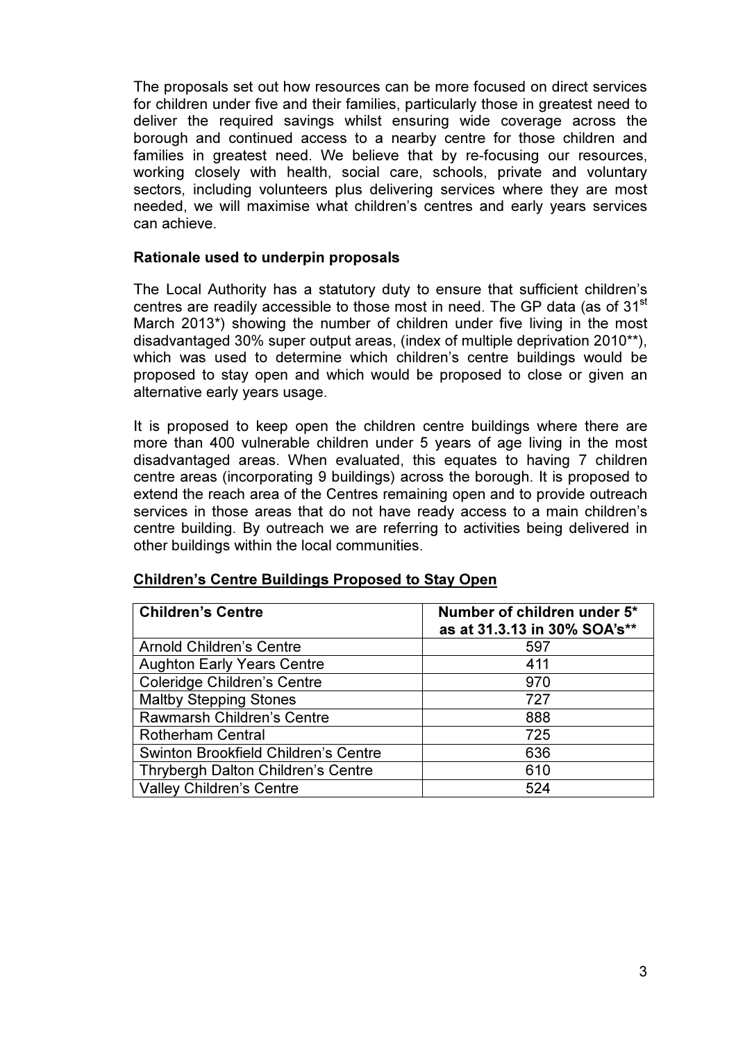The proposals set out how resources can be more focused on direct services for children under five and their families, particularly those in greatest need to deliver the required savings whilst ensuring wide coverage across the borough and continued access to a nearby centre for those children and families in greatest need. We believe that by re-focusing our resources, working closely with health, social care, schools, private and voluntary sectors, including volunteers plus delivering services where they are most needed, we will maximise what children's centres and early years services can achieve.

**Rationale used to underpin proposals**

The Local Authority has a statutory duty to ensure that sufficient children's centres are readily accessible to those most in need. The GP data (as of 31st March 2013*) showing the number of children under five living in the most disadvantaged 30% super output areas, (index of multiple deprivation 2010**), which was used to determine which children's centre buildings would be proposed to stay open and which would be proposed to close or given an alternative early years usage.

It is proposed to keep open the children centre buildings where there are more than 400 vulnerable children under 5 years of age living in the most disadvantaged areas. When evaluated, this equates to having 7 children centre areas (incorporating 9 buildings) across the borough. It is proposed to extend the reach area of the Centres remaining open and to provide outreach services in those areas that do not have ready access to a main children's centre building. By outreach we are referring to activities being delivered in other buildings within the local communities.

**Children's Centre Buildings Proposed to Stay Open**

| Children's Centre | Number of children under 5* as at 31.3.13 in 30% SOA's** |
|---|---|
| Arnold Children's Centre | 597 |
| Aughton Early Years Centre | 411 |
| Coleridge Children's Centre | 970 |
| Maltby Stepping Stones | 727 |
| Rawmarsh Children's Centre | 888 |
| Rotherham Central | 725 |
| Swinton Brookfield Children's Centre | 636 |
| Thrybergh Dalton Children's Centre | 610 |
| Valley Children's Centre | 524 |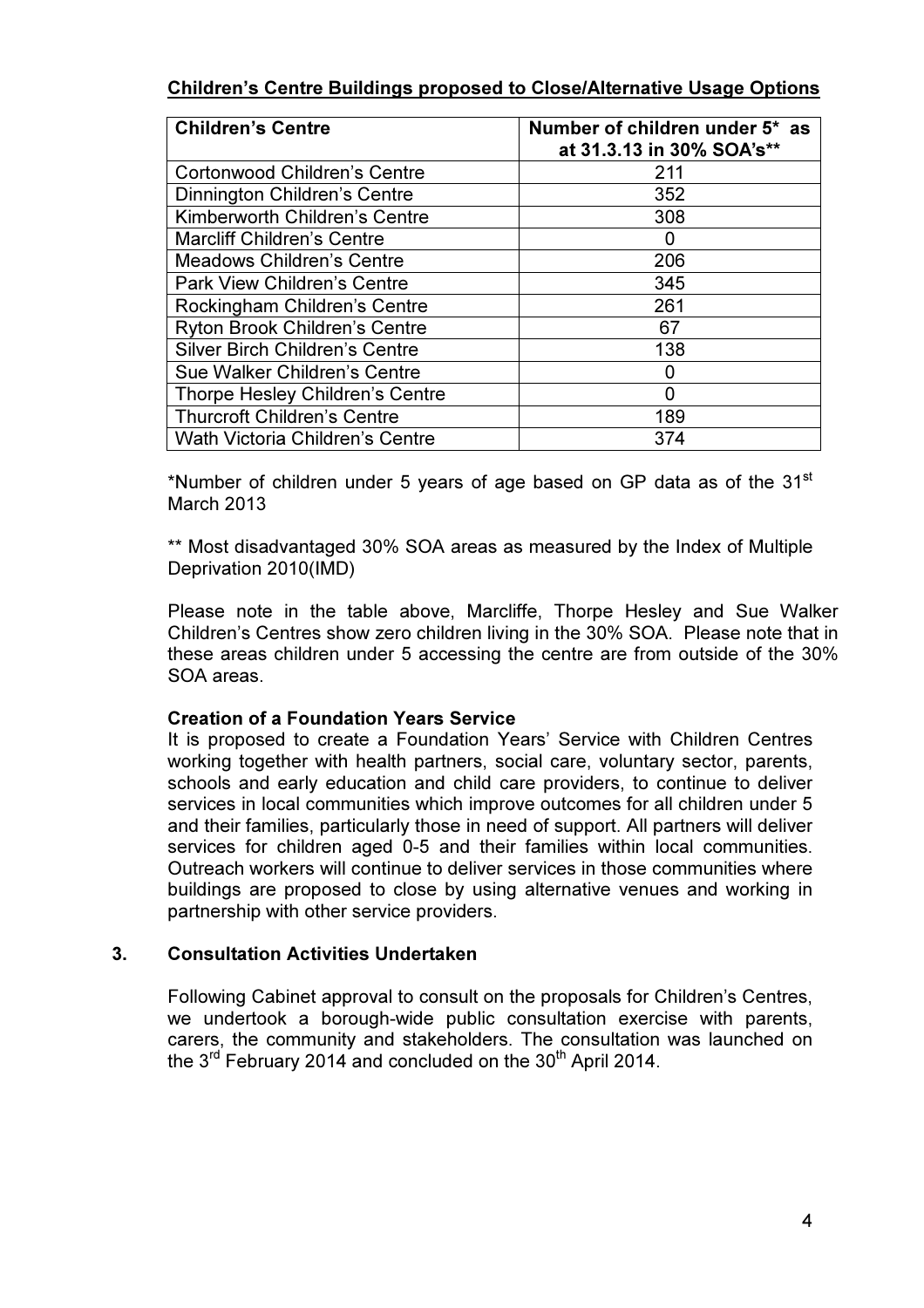**Children's Centre Buildings proposed to Close/Alternative Usage Options**

| Children's Centre | Number of children under 5* as at 31.3.13 in 30% SOA's** |
|---|---|
| Cortonwood Children's Centre | 211 |
| Dinnington Children's Centre | 352 |
| Kimberworth Children's Centre | 308 |
| Marcliff Children's Centre | 0 |
| Meadows Children's Centre | 206 |
| Park View Children's Centre | 345 |
| Rockingham Children's Centre | 261 |
| Ryton Brook Children's Centre | 67 |
| Silver Birch Children's Centre | 138 |
| Sue Walker Children's Centre | 0 |
| Thorpe Hesley Children's Centre | 0 |
| Thurcroft Children's Centre | 189 |
| Wath Victoria Children's Centre | 374 |

*Number of children under 5 years of age based on GP data as of the 31st March 2013

** Most disadvantaged 30% SOA areas as measured by the Index of Multiple Deprivation 2010(IMD)

Please note in the table above, Marcliffe, Thorpe Hesley and Sue Walker Children's Centres show zero children living in the 30% SOA. Please note that in these areas children under 5 accessing the centre are from outside of the 30% SOA areas.

**Creation of a Foundation Years Service**

It is proposed to create a Foundation Years' Service with Children Centres working together with health partners, social care, voluntary sector, parents, schools and early education and child care providers, to continue to deliver services in local communities which improve outcomes for all children under 5 and their families, particularly those in need of support. All partners will deliver services for children aged 0-5 and their families within local communities. Outreach workers will continue to deliver services in those communities where buildings are proposed to close by using alternative venues and working in partnership with other service providers.

## 3. Consultation Activities Undertaken

Following Cabinet approval to consult on the proposals for Children's Centres, we undertook a borough-wide public consultation exercise with parents, carers, the community and stakeholders. The consultation was launched on the 3rd February 2014 and concluded on the 30th April 2014.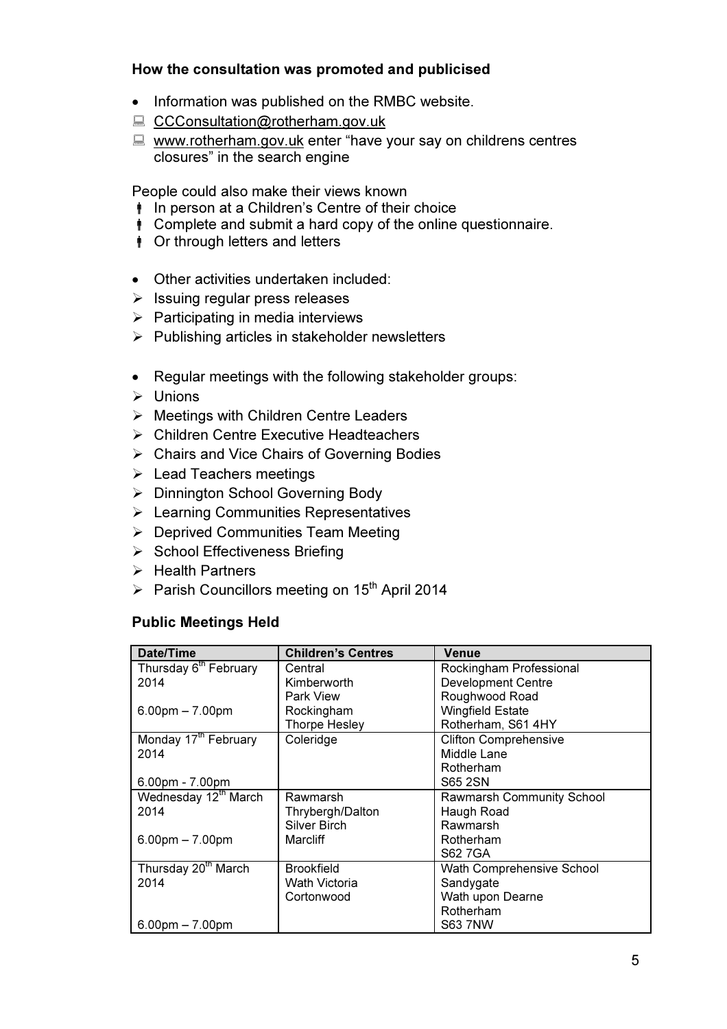### How the consultation was promoted and publicised

- Information was published on the RMBC website.
- CCConsultation@rotherham.gov.uk
- www.rotherham.gov.uk enter "have your say on childrens centres closures" in the search engine

People could also make their views known

- In person at a Children's Centre of their choice
- Complete and submit a hard copy of the online questionnaire.
- Or through letters and letters

- Other activities undertaken included:
- Issuing regular press releases
- Participating in media interviews
- Publishing articles in stakeholder newsletters

- Regular meetings with the following stakeholder groups:
- Unions
- Meetings with Children Centre Leaders
- Children Centre Executive Headteachers
- Chairs and Vice Chairs of Governing Bodies
- Lead Teachers meetings
- Dinnington School Governing Body
- Learning Communities Representatives
- Deprived Communities Team Meeting
- School Effectiveness Briefing
- Health Partners
- Parish Councillors meeting on 15th April 2014

### Public Meetings Held

| Date/Time | Children's Centres | Venue |
|---|---|---|
| Thursday 6th February 2014<br><br>6.00pm – 7.00pm | Central<br>Kimberworth<br>Park View<br>Rockingham<br>Thorpe Hesley | Rockingham Professional Development Centre<br>Roughwood Road<br>Wingfield Estate<br>Rotherham, S61 4HY |
| Monday 17th February 2014<br><br>6.00pm - 7.00pm | Coleridge | Clifton Comprehensive<br>Middle Lane<br>Rotherham<br>S65 2SN |
| Wednesday 12th March 2014<br><br>6.00pm – 7.00pm | Rawmarsh<br>Thrybergh/Dalton<br>Silver Birch<br>Marcliff | Rawmarsh Community School<br>Haugh Road<br>Rawmarsh<br>Rotherham<br>S62 7GA |
| Thursday 20th March 2014<br><br>6.00pm – 7.00pm | Brookfield<br>Wath Victoria<br>Cortonwood | Wath Comprehensive School<br>Sandygate<br>Wath upon Dearne<br>Rotherham<br>S63 7NW |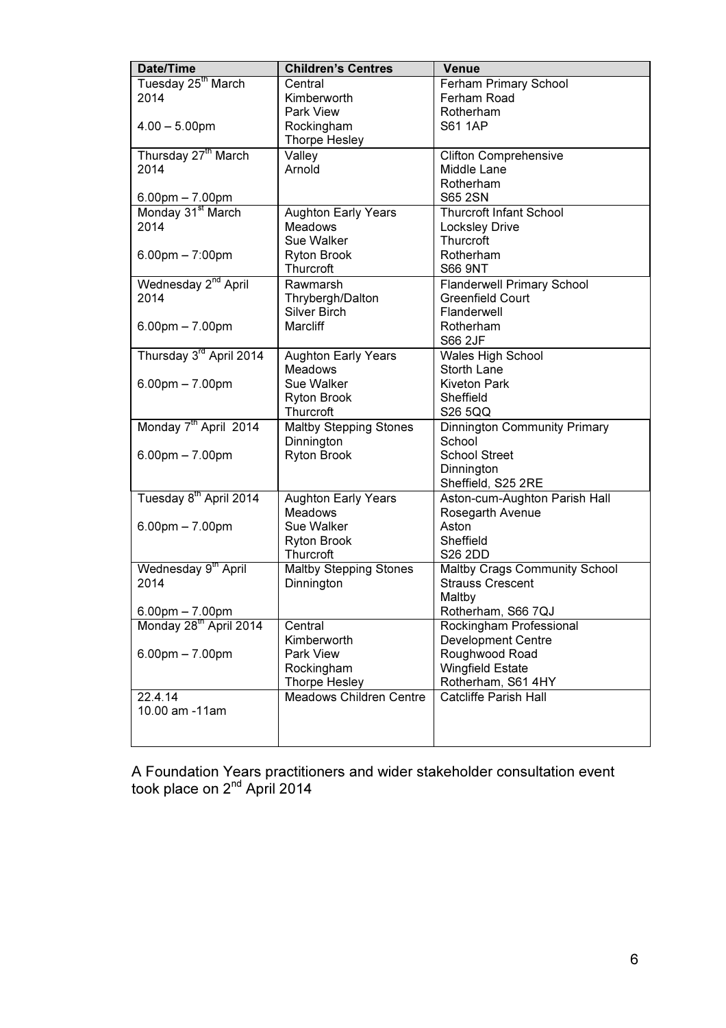| Date/Time | Children's Centres | Venue |
|---|---|---|
| Tuesday 25th March 2014<br><br>4.00 – 5.00pm | Central<br>Kimberworth<br>Park View<br>Rockingham<br>Thorpe Hesley | Ferham Primary School<br>Ferham Road<br>Rotherham<br>S61 1AP |
| Thursday 27th March 2014<br><br>6.00pm – 7.00pm | Valley<br>Arnold | Clifton Comprehensive<br>Middle Lane<br>Rotherham<br>S65 2SN |
| Monday 31st March 2014<br><br>6.00pm – 7:00pm | Aughton Early Years<br>Meadows<br>Sue Walker<br>Ryton Brook<br>Thurcroft | Thurcroft Infant School<br>Locksley Drive<br>Thurcroft<br>Rotherham<br>S66 9NT |
| Wednesday 2nd April 2014<br><br>6.00pm – 7.00pm | Rawmarsh<br>Thrybergh/Dalton<br>Silver Birch<br>Marcliff | Flanderwell Primary School<br>Greenfield Court<br>Flanderwell<br>Rotherham<br>S66 2JF |
| Thursday 3rd April 2014<br><br>6.00pm – 7.00pm | Aughton Early Years<br>Meadows<br>Sue Walker<br>Ryton Brook<br>Thurcroft | Wales High School<br>Storth Lane<br>Kiveton Park<br>Sheffield<br>S26 5QQ |
| Monday 7th April 2014<br><br>6.00pm – 7.00pm | Maltby Stepping Stones<br>Dinnington<br>Ryton Brook | Dinnington Community Primary School<br>School Street<br>Dinnington<br>Sheffield, S25 2RE |
| Tuesday 8th April 2014<br><br>6.00pm – 7.00pm | Aughton Early Years<br>Meadows<br>Sue Walker<br>Ryton Brook<br>Thurcroft | Aston-cum-Aughton Parish Hall<br>Rosegarth Avenue<br>Aston<br>Sheffield<br>S26 2DD |
| Wednesday 9th April 2014<br><br>6.00pm – 7.00pm | Maltby Stepping Stones<br>Dinnington | Maltby Crags Community School<br>Strauss Crescent<br>Maltby<br>Rotherham, S66 7QJ |
| Monday 28th April 2014<br><br>6.00pm – 7.00pm | Central<br>Kimberworth<br>Park View<br>Rockingham<br>Thorpe Hesley | Rockingham Professional Development Centre<br>Roughwood Road<br>Wingfield Estate<br>Rotherham, S61 4HY |
| 22.4.14<br>10.00 am -11am | Meadows Children Centre | Catcliffe Parish Hall |

A Foundation Years practitioners and wider stakeholder consultation event took place on 2nd April 2014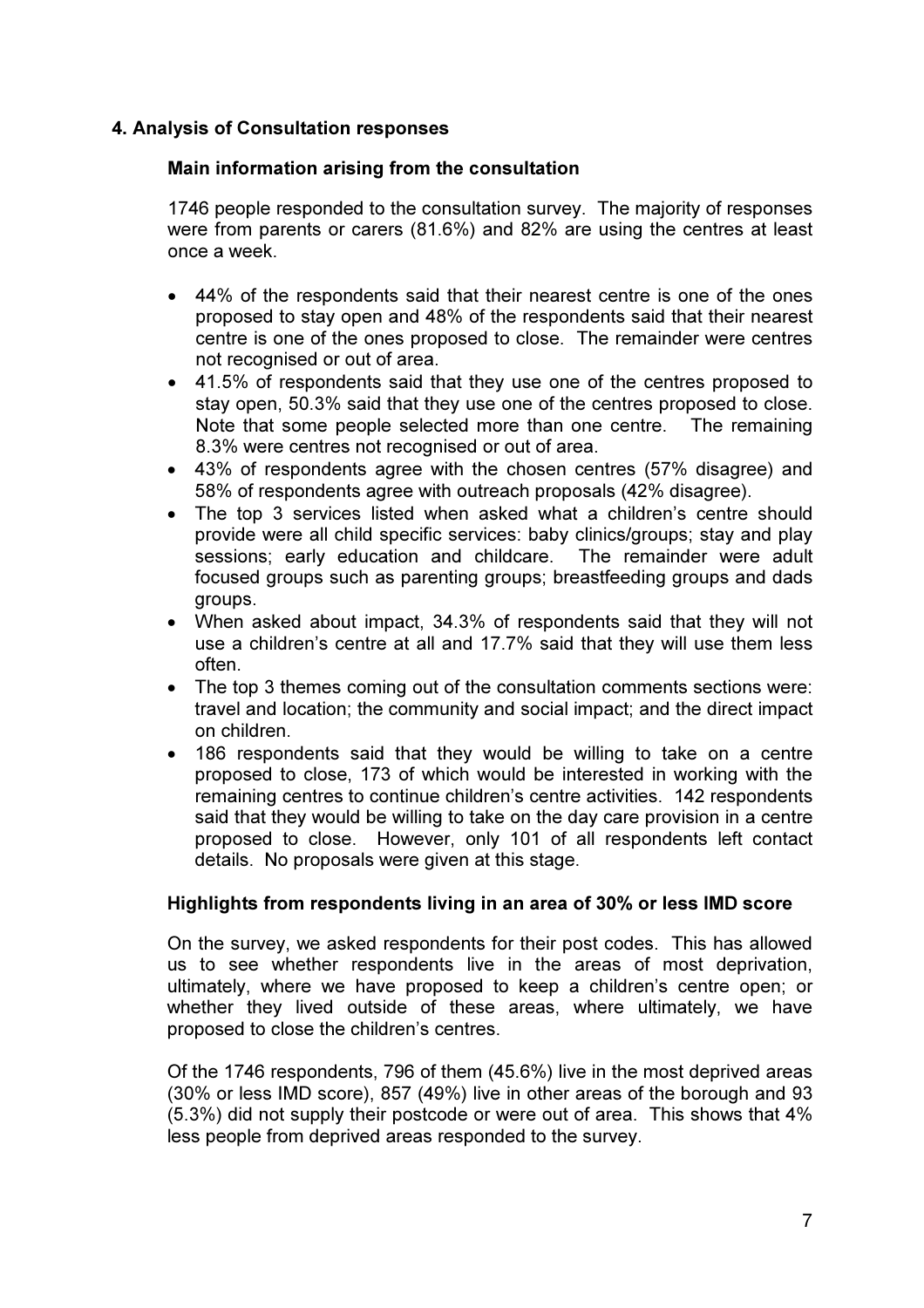## 4. Analysis of Consultation responses

### Main information arising from the consultation

1746 people responded to the consultation survey. The majority of responses were from parents or carers (81.6%) and 82% are using the centres at least once a week.

- 44% of the respondents said that their nearest centre is one of the ones proposed to stay open and 48% of the respondents said that their nearest centre is one of the ones proposed to close. The remainder were centres not recognised or out of area.
- 41.5% of respondents said that they use one of the centres proposed to stay open, 50.3% said that they use one of the centres proposed to close. Note that some people selected more than one centre. The remaining 8.3% were centres not recognised or out of area.
- 43% of respondents agree with the chosen centres (57% disagree) and 58% of respondents agree with outreach proposals (42% disagree).
- The top 3 services listed when asked what a children's centre should provide were all child specific services: baby clinics/groups; stay and play sessions; early education and childcare. The remainder were adult focused groups such as parenting groups; breastfeeding groups and dads groups.
- When asked about impact, 34.3% of respondents said that they will not use a children's centre at all and 17.7% said that they will use them less often.
- The top 3 themes coming out of the consultation comments sections were: travel and location; the community and social impact; and the direct impact on children.
- 186 respondents said that they would be willing to take on a centre proposed to close, 173 of which would be interested in working with the remaining centres to continue children's centre activities. 142 respondents said that they would be willing to take on the day care provision in a centre proposed to close. However, only 101 of all respondents left contact details. No proposals were given at this stage.

### Highlights from respondents living in an area of 30% or less IMD score

On the survey, we asked respondents for their post codes. This has allowed us to see whether respondents live in the areas of most deprivation, ultimately, where we have proposed to keep a children's centre open; or whether they lived outside of these areas, where ultimately, we have proposed to close the children's centres.

Of the 1746 respondents, 796 of them (45.6%) live in the most deprived areas (30% or less IMD score), 857 (49%) live in other areas of the borough and 93 (5.3%) did not supply their postcode or were out of area. This shows that 4% less people from deprived areas responded to the survey.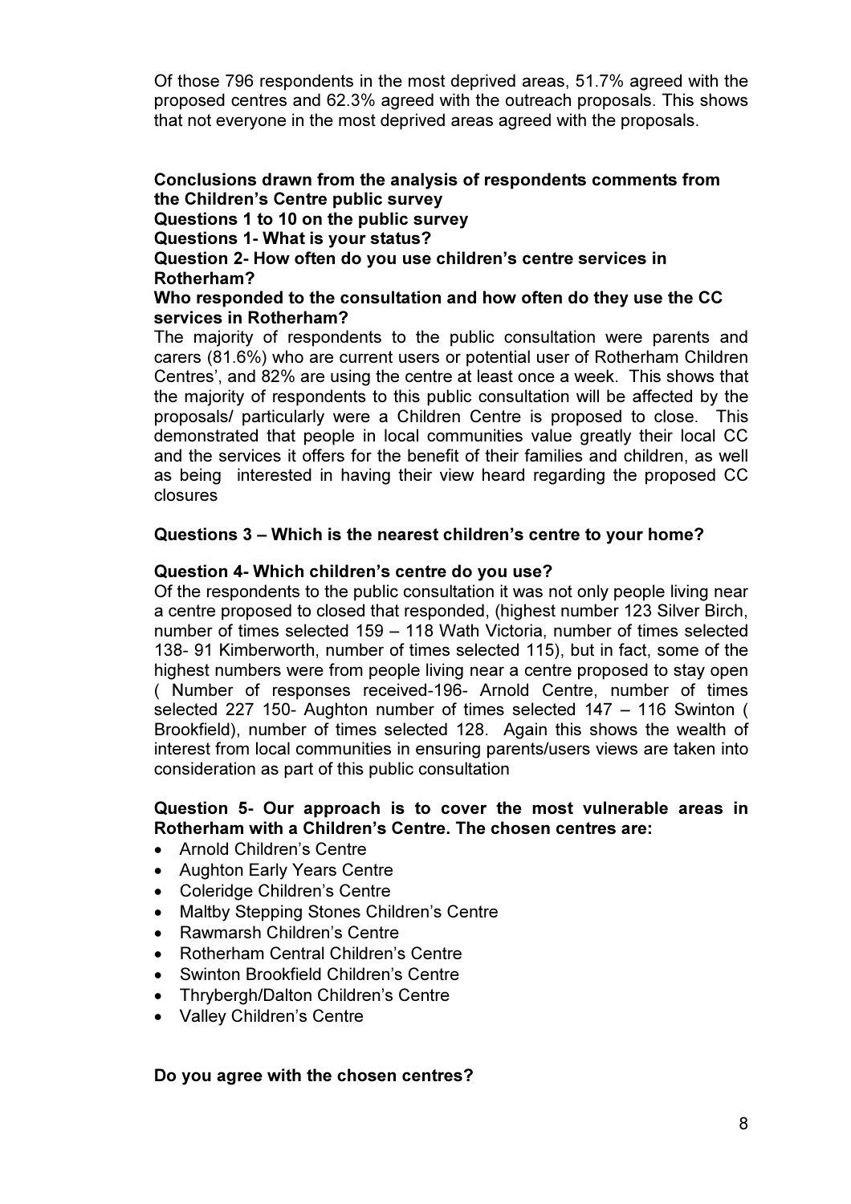Of those 796 respondents in the most deprived areas, 51.7% agreed with the proposed centres and 62.3% agreed with the outreach proposals. This shows that not everyone in the most deprived areas agreed with the proposals.

**Conclusions drawn from the analysis of respondents comments from the Children's Centre public survey**

**Questions 1 to 10 on the public survey**

**Questions 1- What is your status?**

**Question 2- How often do you use children's centre services in Rotherham?**

**Who responded to the consultation and how often do they use the CC services in Rotherham?**

The majority of respondents to the public consultation were parents and carers (81.6%) who are current users or potential user of Rotherham Children Centres', and 82% are using the centre at least once a week. This shows that the majority of respondents to this public consultation will be affected by the proposals/ particularly were a Children Centre is proposed to close. This demonstrated that people in local communities value greatly their local CC and the services it offers for the benefit of their families and children, as well as being interested in having their view heard regarding the proposed CC closures

**Questions 3 – Which is the nearest children's centre to your home?**

**Question 4- Which children's centre do you use?**

Of the respondents to the public consultation it was not only people living near a centre proposed to closed that responded, (highest number 123 Silver Birch, number of times selected 159 – 118 Wath Victoria, number of times selected 138- 91 Kimberworth, number of times selected 115), but in fact, some of the highest numbers were from people living near a centre proposed to stay open ( Number of responses received-196- Arnold Centre, number of times selected 227 150- Aughton number of times selected 147 – 116 Swinton ( Brookfield), number of times selected 128. Again this shows the wealth of interest from local communities in ensuring parents/users views are taken into consideration as part of this public consultation

**Question 5- Our approach is to cover the most vulnerable areas in Rotherham with a Children's Centre. The chosen centres are:**

- Arnold Children's Centre
- Aughton Early Years Centre
- Coleridge Children's Centre
- Maltby Stepping Stones Children's Centre
- Rawmarsh Children's Centre
- Rotherham Central Children's Centre
- Swinton Brookfield Children's Centre
- Thrybergh/Dalton Children's Centre
- Valley Children's Centre

**Do you agree with the chosen centres?**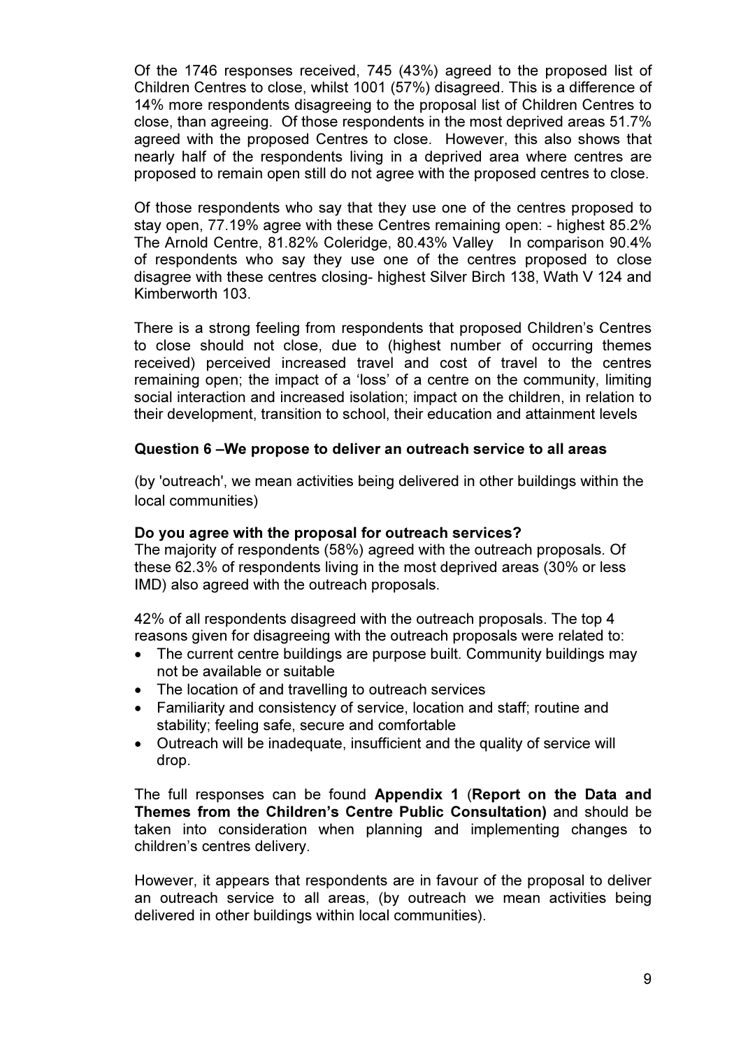Of the 1746 responses received, 745 (43%) agreed to the proposed list of Children Centres to close, whilst 1001 (57%) disagreed. This is a difference of 14% more respondents disagreeing to the proposal list of Children Centres to close, than agreeing. Of those respondents in the most deprived areas 51.7% agreed with the proposed Centres to close. However, this also shows that nearly half of the respondents living in a deprived area where centres are proposed to remain open still do not agree with the proposed centres to close.

Of those respondents who say that they use one of the centres proposed to stay open, 77.19% agree with these Centres remaining open: - highest 85.2% The Arnold Centre, 81.82% Coleridge, 80.43% Valley In comparison 90.4% of respondents who say they use one of the centres proposed to close disagree with these centres closing- highest Silver Birch 138, Wath V 124 and Kimberworth 103.

There is a strong feeling from respondents that proposed Children's Centres to close should not close, due to (highest number of occurring themes received) perceived increased travel and cost of travel to the centres remaining open; the impact of a 'loss' of a centre on the community, limiting social interaction and increased isolation; impact on the children, in relation to their development, transition to school, their education and attainment levels

**Question 6 –We propose to deliver an outreach service to all areas**

(by 'outreach', we mean activities being delivered in other buildings within the local communities)

**Do you agree with the proposal for outreach services?**

The majority of respondents (58%) agreed with the outreach proposals. Of these 62.3% of respondents living in the most deprived areas (30% or less IMD) also agreed with the outreach proposals.

42% of all respondents disagreed with the outreach proposals. The top 4 reasons given for disagreeing with the outreach proposals were related to:

- The current centre buildings are purpose built. Community buildings may not be available or suitable
- The location of and travelling to outreach services
- Familiarity and consistency of service, location and staff; routine and stability; feeling safe, secure and comfortable
- Outreach will be inadequate, insufficient and the quality of service will drop.

The full responses can be found **Appendix 1** (**Report on the Data and Themes from the Children's Centre Public Consultation)** and should be taken into consideration when planning and implementing changes to children's centres delivery.

However, it appears that respondents are in favour of the proposal to deliver an outreach service to all areas, (by outreach we mean activities being delivered in other buildings within local communities).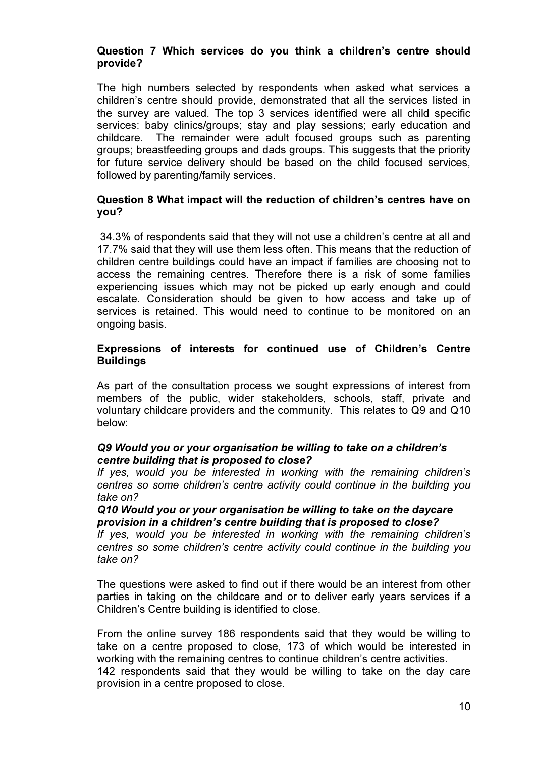**Question 7 Which services do you think a children's centre should provide?**

The high numbers selected by respondents when asked what services a children's centre should provide, demonstrated that all the services listed in the survey are valued. The top 3 services identified were all child specific services: baby clinics/groups; stay and play sessions; early education and childcare. The remainder were adult focused groups such as parenting groups; breastfeeding groups and dads groups. This suggests that the priority for future service delivery should be based on the child focused services, followed by parenting/family services.

**Question 8 What impact will the reduction of children's centres have on you?**

34.3% of respondents said that they will not use a children's centre at all and 17.7% said that they will use them less often. This means that the reduction of children centre buildings could have an impact if families are choosing not to access the remaining centres. Therefore there is a risk of some families experiencing issues which may not be picked up early enough and could escalate. Consideration should be given to how access and take up of services is retained. This would need to continue to be monitored on an ongoing basis.

**Expressions of interests for continued use of Children's Centre Buildings**

As part of the consultation process we sought expressions of interest from members of the public, wider stakeholders, schools, staff, private and voluntary childcare providers and the community. This relates to Q9 and Q10 below:

***Q9 Would you or your organisation be willing to take on a children's centre building that is proposed to close?***
*If yes, would you be interested in working with the remaining children's centres so some children's centre activity could continue in the building you take on?*
***Q10 Would you or your organisation be willing to take on the daycare provision in a children's centre building that is proposed to close?***
*If yes, would you be interested in working with the remaining children's centres so some children's centre activity could continue in the building you take on?*

The questions were asked to find out if there would be an interest from other parties in taking on the childcare and or to deliver early years services if a Children's Centre building is identified to close.

From the online survey 186 respondents said that they would be willing to take on a centre proposed to close, 173 of which would be interested in working with the remaining centres to continue children's centre activities.
142 respondents said that they would be willing to take on the day care provision in a centre proposed to close.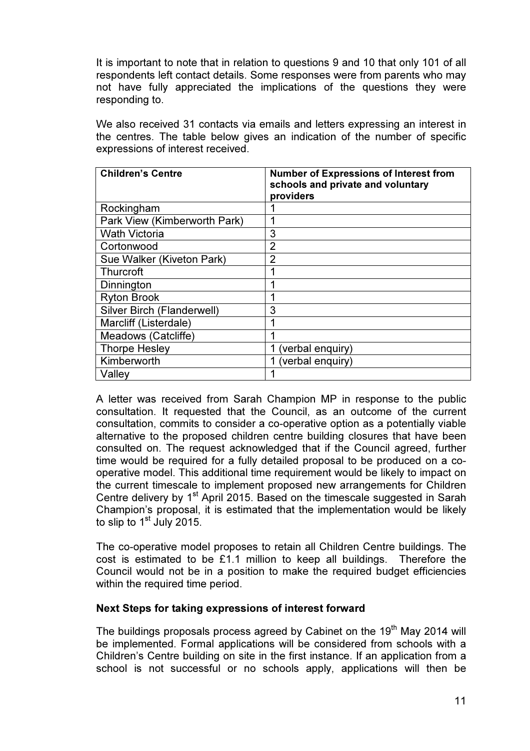It is important to note that in relation to questions 9 and 10 that only 101 of all respondents left contact details. Some responses were from parents who may not have fully appreciated the implications of the questions they were responding to.

We also received 31 contacts via emails and letters expressing an interest in the centres. The table below gives an indication of the number of specific expressions of interest received.

| Children's Centre | Number of Expressions of Interest from schools and private and voluntary providers |
|---|---|
| Rockingham | 1 |
| Park View (Kimberworth Park) | 1 |
| Wath Victoria | 3 |
| Cortonwood | 2 |
| Sue Walker (Kiveton Park) | 2 |
| Thurcroft | 1 |
| Dinnington | 1 |
| Ryton Brook | 1 |
| Silver Birch (Flanderwell) | 3 |
| Marcliff (Listerdale) | 1 |
| Meadows (Catcliffe) | 1 |
| Thorpe Hesley | 1 (verbal enquiry) |
| Kimberworth | 1 (verbal enquiry) |
| Valley | 1 |

A letter was received from Sarah Champion MP in response to the public consultation. It requested that the Council, as an outcome of the current consultation, commits to consider a co-operative option as a potentially viable alternative to the proposed children centre building closures that have been consulted on. The request acknowledged that if the Council agreed, further time would be required for a fully detailed proposal to be produced on a co-operative model. This additional time requirement would be likely to impact on the current timescale to implement proposed new arrangements for Children Centre delivery by 1st April 2015. Based on the timescale suggested in Sarah Champion's proposal, it is estimated that the implementation would be likely to slip to 1st July 2015.

The co-operative model proposes to retain all Children Centre buildings. The cost is estimated to be £1.1 million to keep all buildings. Therefore the Council would not be in a position to make the required budget efficiencies within the required time period.

**Next Steps for taking expressions of interest forward**

The buildings proposals process agreed by Cabinet on the 19th May 2014 will be implemented. Formal applications will be considered from schools with a Children's Centre building on site in the first instance. If an application from a school is not successful or no schools apply, applications will then be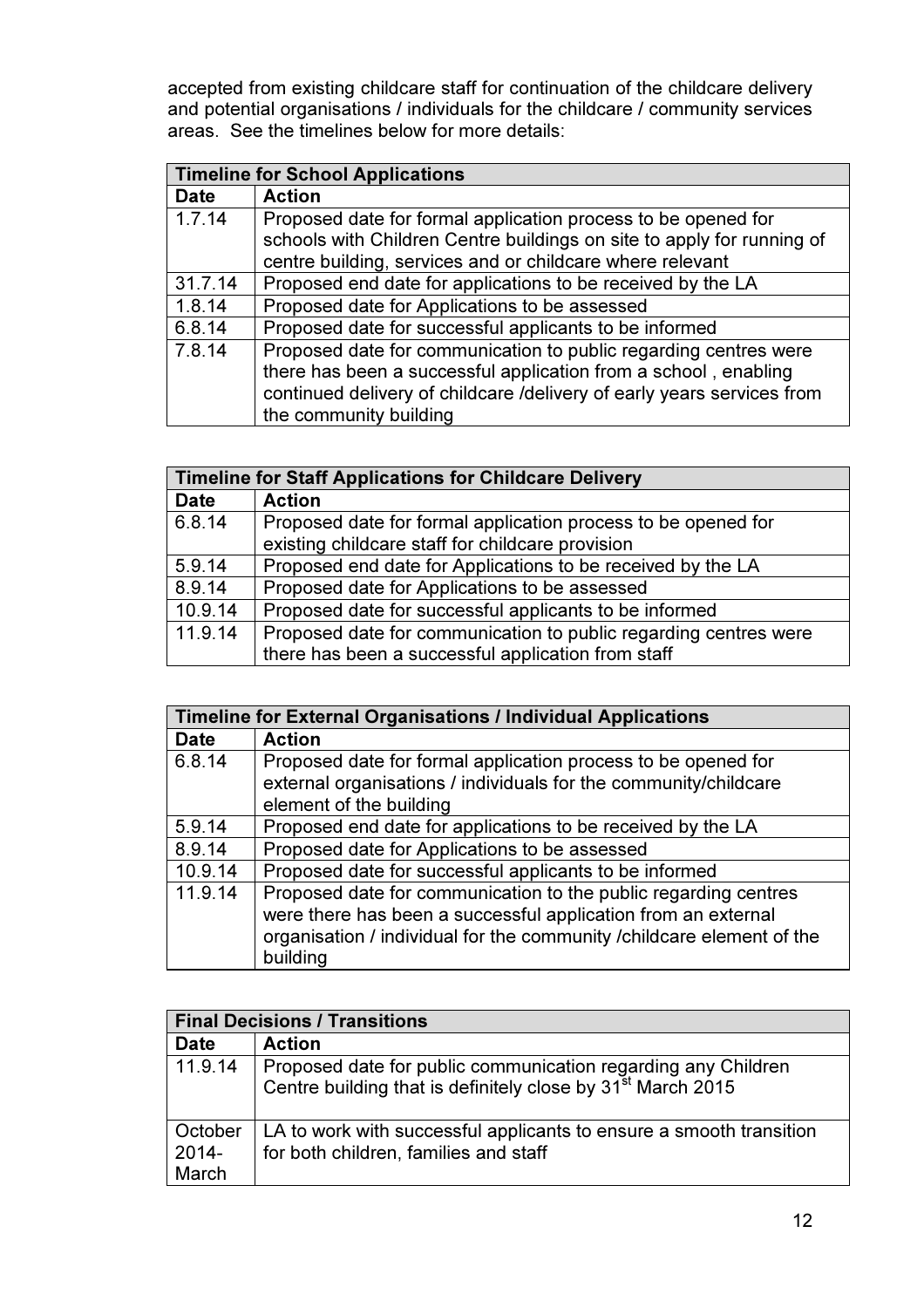accepted from existing childcare staff for continuation of the childcare delivery and potential organisations / individuals for the childcare / community services areas. See the timelines below for more details:

| Timeline for School Applications | |
|---|---|
| **Date** | **Action** |
| 1.7.14 | Proposed date for formal application process to be opened for schools with Children Centre buildings on site to apply for running of centre building, services and or childcare where relevant |
| 31.7.14 | Proposed end date for applications to be received by the LA |
| 1.8.14 | Proposed date for Applications to be assessed |
| 6.8.14 | Proposed date for successful applicants to be informed |
| 7.8.14 | Proposed date for communication to public regarding centres were there has been a successful application from a school , enabling continued delivery of childcare /delivery of early years services from the community building |

| Timeline for Staff Applications for Childcare Delivery | |
|---|---|
| **Date** | **Action** |
| 6.8.14 | Proposed date for formal application process to be opened for existing childcare staff for childcare provision |
| 5.9.14 | Proposed end date for Applications to be received by the LA |
| 8.9.14 | Proposed date for Applications to be assessed |
| 10.9.14 | Proposed date for successful applicants to be informed |
| 11.9.14 | Proposed date for communication to public regarding centres were there has been a successful application from staff |

| Timeline for External Organisations / Individual Applications | |
|---|---|
| **Date** | **Action** |
| 6.8.14 | Proposed date for formal application process to be opened for external organisations / individuals for the community/childcare element of the building |
| 5.9.14 | Proposed end date for applications to be received by the LA |
| 8.9.14 | Proposed date for Applications to be assessed |
| 10.9.14 | Proposed date for successful applicants to be informed |
| 11.9.14 | Proposed date for communication to the public regarding centres were there has been a successful application from an external organisation / individual for the community /childcare element of the building |

| Final Decisions / Transitions | |
|---|---|
| **Date** | **Action** |
| 11.9.14 | Proposed date for public communication regarding any Children Centre building that is definitely close by 31st March 2015 |
| October 2014- March | LA to work with successful applicants to ensure a smooth transition for both children, families and staff |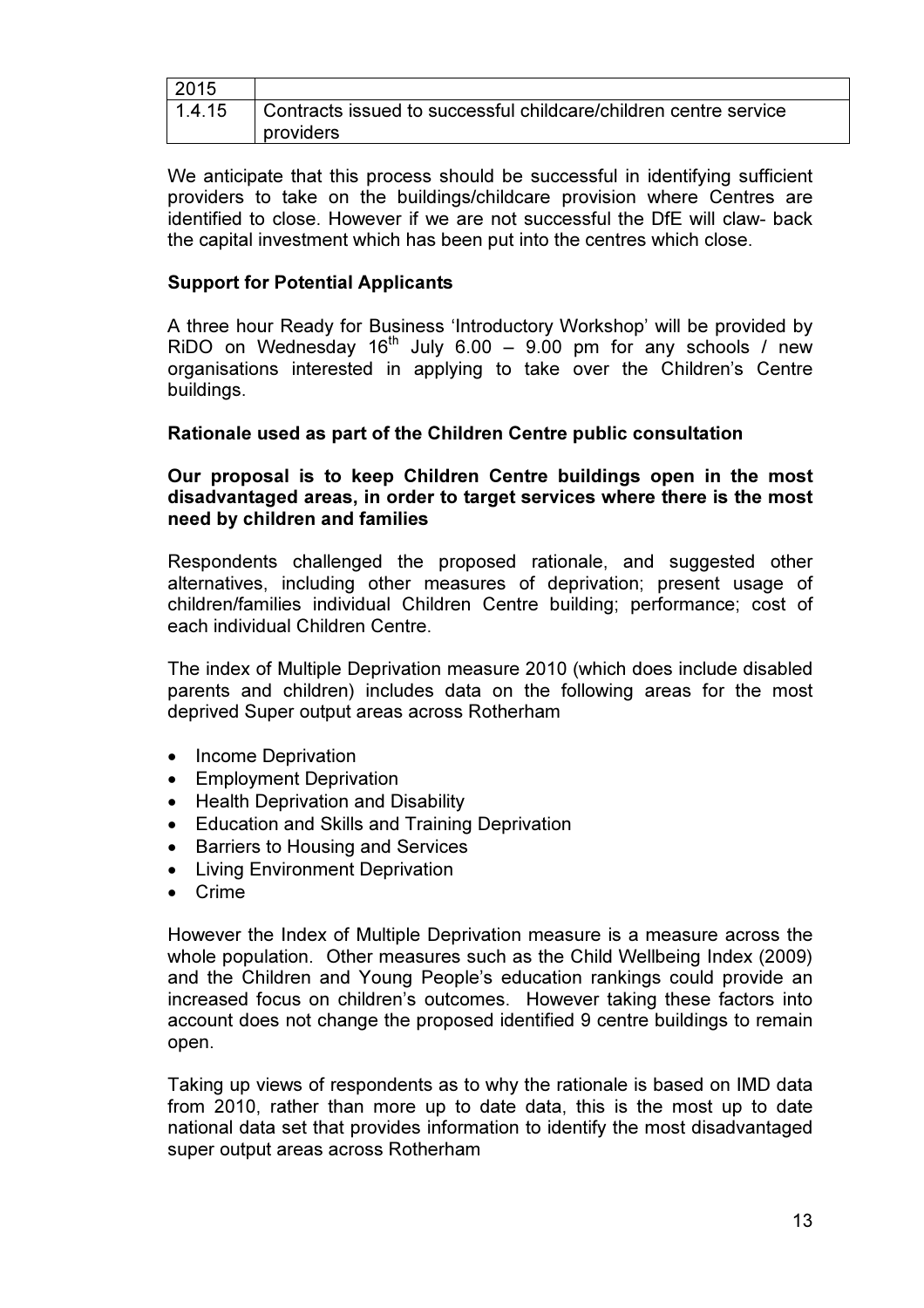| 2015 | |
|---|---|
| 1.4.15 | Contracts issued to successful childcare/children centre service providers |

We anticipate that this process should be successful in identifying sufficient providers to take on the buildings/childcare provision where Centres are identified to close. However if we are not successful the DfE will claw- back the capital investment which has been put into the centres which close.

**Support for Potential Applicants**

A three hour Ready for Business 'Introductory Workshop' will be provided by RiDO on Wednesday 16th July 6.00 – 9.00 pm for any schools / new organisations interested in applying to take over the Children's Centre buildings.

**Rationale used as part of the Children Centre public consultation**

**Our proposal is to keep Children Centre buildings open in the most disadvantaged areas, in order to target services where there is the most need by children and families**

Respondents challenged the proposed rationale, and suggested other alternatives, including other measures of deprivation; present usage of children/families individual Children Centre building; performance; cost of each individual Children Centre.

The index of Multiple Deprivation measure 2010 (which does include disabled parents and children) includes data on the following areas for the most deprived Super output areas across Rotherham

- Income Deprivation
- Employment Deprivation
- Health Deprivation and Disability
- Education and Skills and Training Deprivation
- Barriers to Housing and Services
- Living Environment Deprivation
- Crime

However the Index of Multiple Deprivation measure is a measure across the whole population. Other measures such as the Child Wellbeing Index (2009) and the Children and Young People's education rankings could provide an increased focus on children's outcomes. However taking these factors into account does not change the proposed identified 9 centre buildings to remain open.

Taking up views of respondents as to why the rationale is based on IMD data from 2010, rather than more up to date data, this is the most up to date national data set that provides information to identify the most disadvantaged super output areas across Rotherham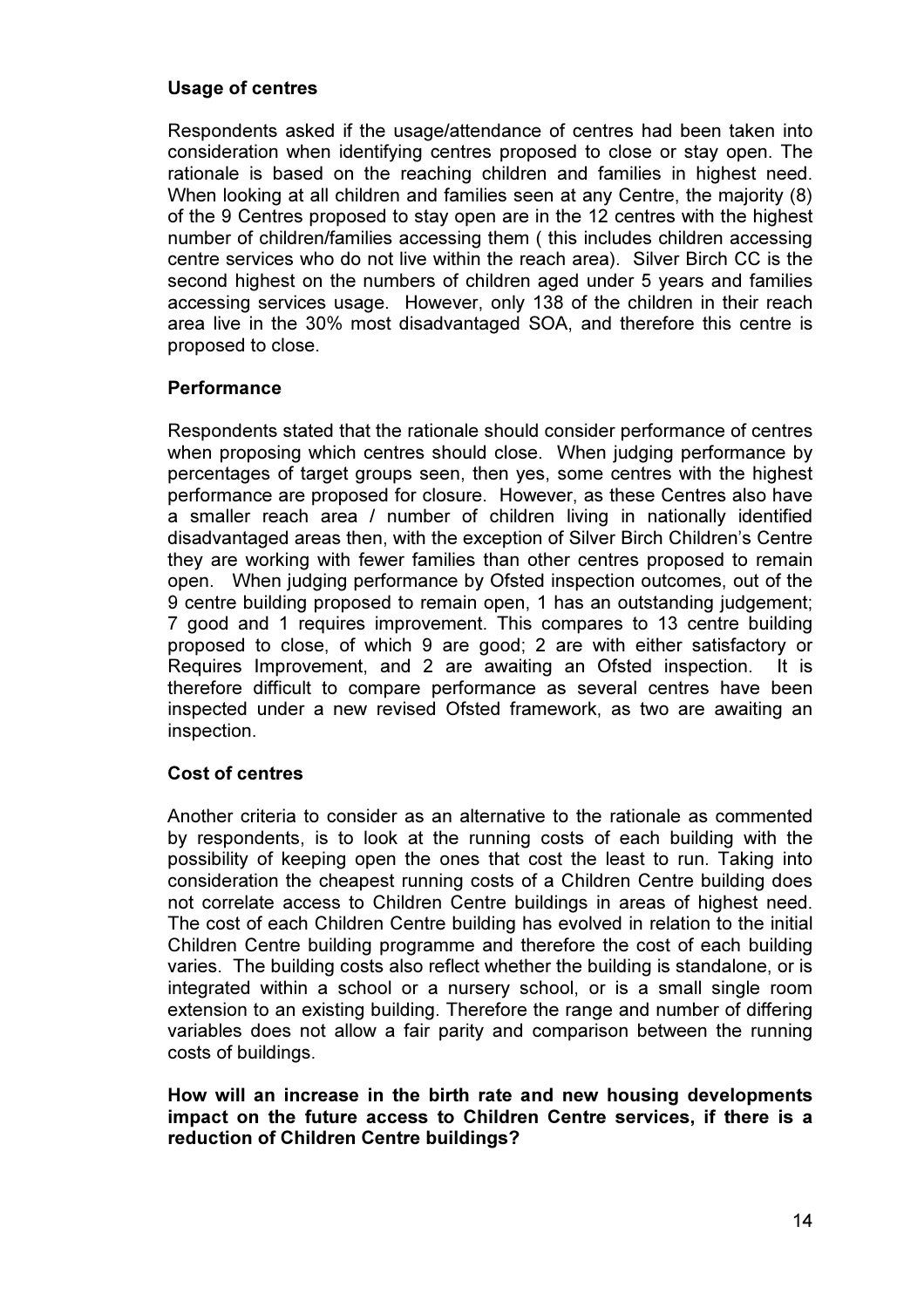**Usage of centres**

Respondents asked if the usage/attendance of centres had been taken into consideration when identifying centres proposed to close or stay open. The rationale is based on the reaching children and families in highest need. When looking at all children and families seen at any Centre, the majority (8) of the 9 Centres proposed to stay open are in the 12 centres with the highest number of children/families accessing them ( this includes children accessing centre services who do not live within the reach area). Silver Birch CC is the second highest on the numbers of children aged under 5 years and families accessing services usage. However, only 138 of the children in their reach area live in the 30% most disadvantaged SOA, and therefore this centre is proposed to close.

**Performance**

Respondents stated that the rationale should consider performance of centres when proposing which centres should close. When judging performance by percentages of target groups seen, then yes, some centres with the highest performance are proposed for closure. However, as these Centres also have a smaller reach area / number of children living in nationally identified disadvantaged areas then, with the exception of Silver Birch Children's Centre they are working with fewer families than other centres proposed to remain open. When judging performance by Ofsted inspection outcomes, out of the 9 centre building proposed to remain open, 1 has an outstanding judgement; 7 good and 1 requires improvement. This compares to 13 centre building proposed to close, of which 9 are good; 2 are with either satisfactory or Requires Improvement, and 2 are awaiting an Ofsted inspection. It is therefore difficult to compare performance as several centres have been inspected under a new revised Ofsted framework, as two are awaiting an inspection.

**Cost of centres**

Another criteria to consider as an alternative to the rationale as commented by respondents, is to look at the running costs of each building with the possibility of keeping open the ones that cost the least to run. Taking into consideration the cheapest running costs of a Children Centre building does not correlate access to Children Centre buildings in areas of highest need. The cost of each Children Centre building has evolved in relation to the initial Children Centre building programme and therefore the cost of each building varies. The building costs also reflect whether the building is standalone, or is integrated within a school or a nursery school, or is a small single room extension to an existing building. Therefore the range and number of differing variables does not allow a fair parity and comparison between the running costs of buildings.

**How will an increase in the birth rate and new housing developments impact on the future access to Children Centre services, if there is a reduction of Children Centre buildings?**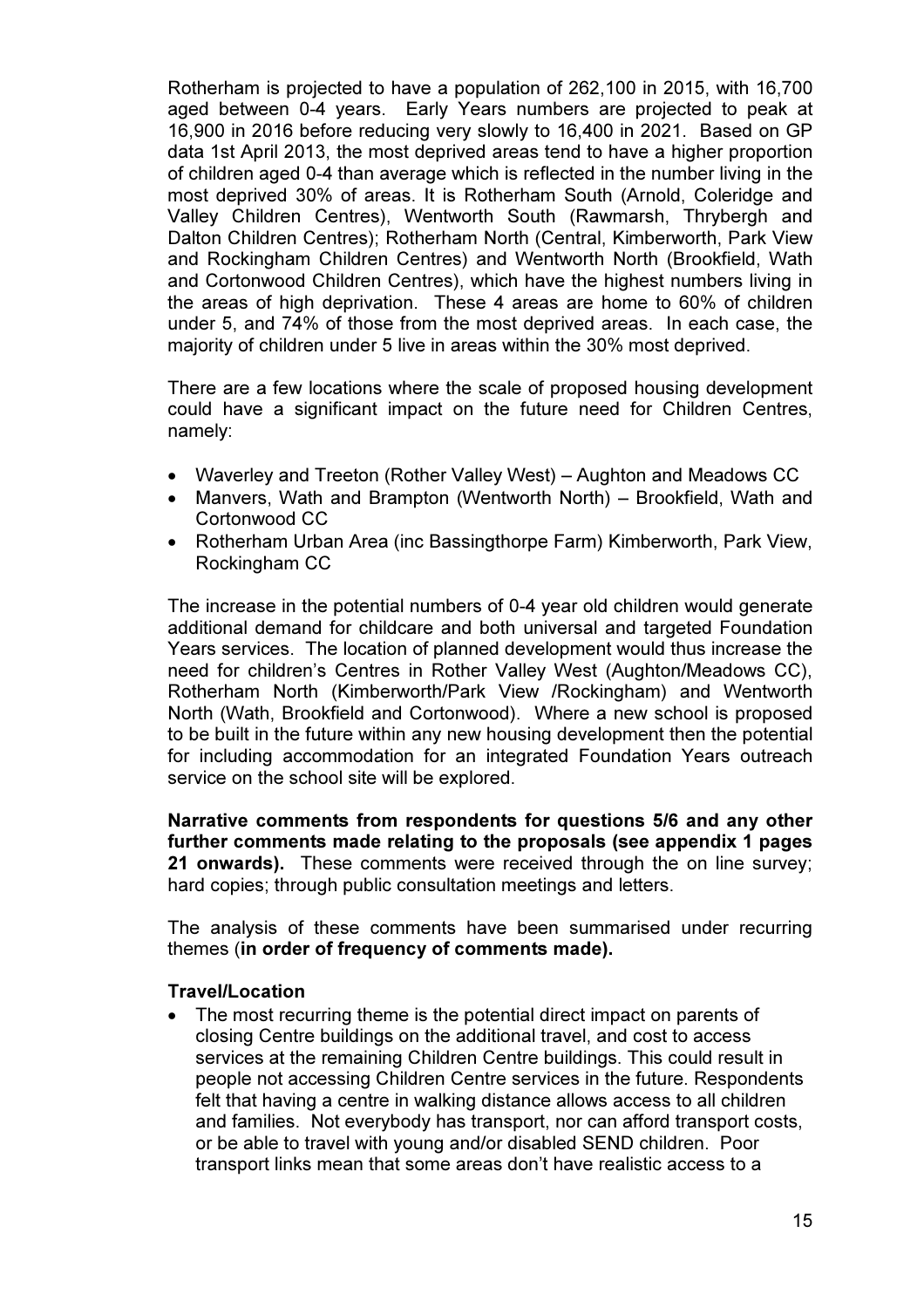Rotherham is projected to have a population of 262,100 in 2015, with 16,700 aged between 0-4 years. Early Years numbers are projected to peak at 16,900 in 2016 before reducing very slowly to 16,400 in 2021. Based on GP data 1st April 2013, the most deprived areas tend to have a higher proportion of children aged 0-4 than average which is reflected in the number living in the most deprived 30% of areas. It is Rotherham South (Arnold, Coleridge and Valley Children Centres), Wentworth South (Rawmarsh, Thrybergh and Dalton Children Centres); Rotherham North (Central, Kimberworth, Park View and Rockingham Children Centres) and Wentworth North (Brookfield, Wath and Cortonwood Children Centres), which have the highest numbers living in the areas of high deprivation. These 4 areas are home to 60% of children under 5, and 74% of those from the most deprived areas. In each case, the majority of children under 5 live in areas within the 30% most deprived.

There are a few locations where the scale of proposed housing development could have a significant impact on the future need for Children Centres, namely:

- Waverley and Treeton (Rother Valley West) – Aughton and Meadows CC
- Manvers, Wath and Brampton (Wentworth North) – Brookfield, Wath and Cortonwood CC
- Rotherham Urban Area (inc Bassingthorpe Farm) Kimberworth, Park View, Rockingham CC

The increase in the potential numbers of 0-4 year old children would generate additional demand for childcare and both universal and targeted Foundation Years services. The location of planned development would thus increase the need for children's Centres in Rother Valley West (Aughton/Meadows CC), Rotherham North (Kimberworth/Park View /Rockingham) and Wentworth North (Wath, Brookfield and Cortonwood). Where a new school is proposed to be built in the future within any new housing development then the potential for including accommodation for an integrated Foundation Years outreach service on the school site will be explored.

**Narrative comments from respondents for questions 5/6 and any other further comments made relating to the proposals (see appendix 1 pages 21 onwards).** These comments were received through the on line survey; hard copies; through public consultation meetings and letters.

The analysis of these comments have been summarised under recurring themes (**in order of frequency of comments made).**

**Travel/Location**

- The most recurring theme is the potential direct impact on parents of closing Centre buildings on the additional travel, and cost to access services at the remaining Children Centre buildings. This could result in people not accessing Children Centre services in the future. Respondents felt that having a centre in walking distance allows access to all children and families. Not everybody has transport, nor can afford transport costs, or be able to travel with young and/or disabled SEND children. Poor transport links mean that some areas don't have realistic access to a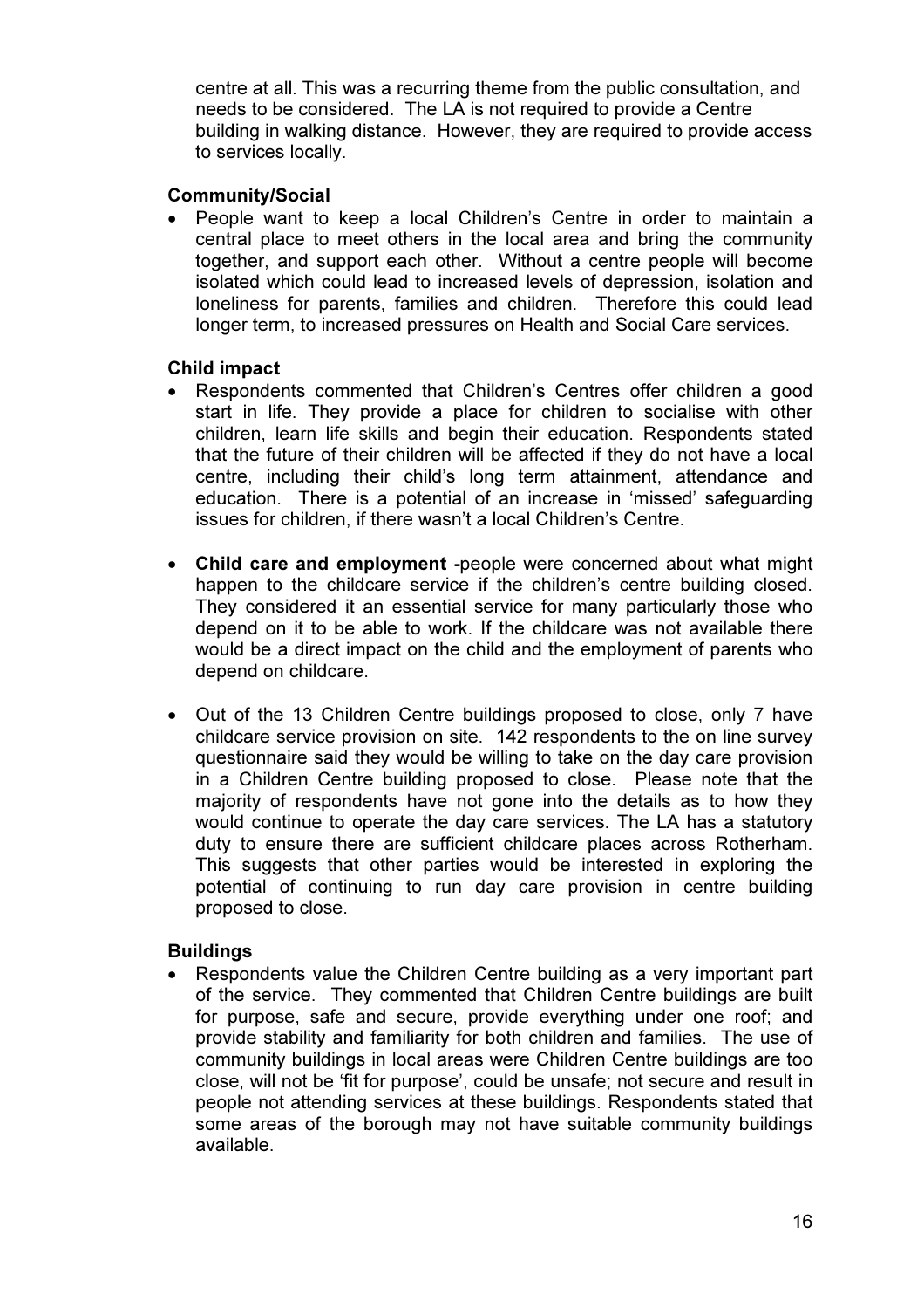centre at all. This was a recurring theme from the public consultation, and needs to be considered. The LA is not required to provide a Centre building in walking distance. However, they are required to provide access to services locally.

**Community/Social**

- People want to keep a local Children's Centre in order to maintain a central place to meet others in the local area and bring the community together, and support each other. Without a centre people will become isolated which could lead to increased levels of depression, isolation and loneliness for parents, families and children. Therefore this could lead longer term, to increased pressures on Health and Social Care services.

**Child impact**

- Respondents commented that Children's Centres offer children a good start in life. They provide a place for children to socialise with other children, learn life skills and begin their education. Respondents stated that the future of their children will be affected if they do not have a local centre, including their child's long term attainment, attendance and education. There is a potential of an increase in 'missed' safeguarding issues for children, if there wasn't a local Children's Centre.

- **Child care and employment -**people were concerned about what might happen to the childcare service if the children's centre building closed. They considered it an essential service for many particularly those who depend on it to be able to work. If the childcare was not available there would be a direct impact on the child and the employment of parents who depend on childcare.

- Out of the 13 Children Centre buildings proposed to close, only 7 have childcare service provision on site. 142 respondents to the on line survey questionnaire said they would be willing to take on the day care provision in a Children Centre building proposed to close. Please note that the majority of respondents have not gone into the details as to how they would continue to operate the day care services. The LA has a statutory duty to ensure there are sufficient childcare places across Rotherham. This suggests that other parties would be interested in exploring the potential of continuing to run day care provision in centre building proposed to close.

**Buildings**

- Respondents value the Children Centre building as a very important part of the service. They commented that Children Centre buildings are built for purpose, safe and secure, provide everything under one roof; and provide stability and familiarity for both children and families. The use of community buildings in local areas were Children Centre buildings are too close, will not be 'fit for purpose', could be unsafe; not secure and result in people not attending services at these buildings. Respondents stated that some areas of the borough may not have suitable community buildings available.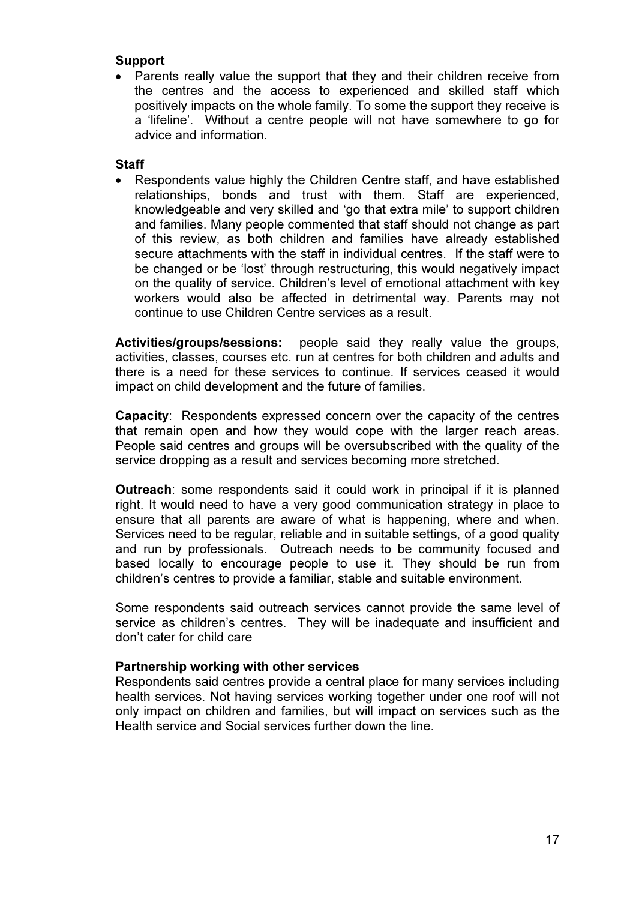**Support**

- Parents really value the support that they and their children receive from the centres and the access to experienced and skilled staff which positively impacts on the whole family. To some the support they receive is a 'lifeline'. Without a centre people will not have somewhere to go for advice and information.

**Staff**

- Respondents value highly the Children Centre staff, and have established relationships, bonds and trust with them. Staff are experienced, knowledgeable and very skilled and 'go that extra mile' to support children and families. Many people commented that staff should not change as part of this review, as both children and families have already established secure attachments with the staff in individual centres. If the staff were to be changed or be 'lost' through restructuring, this would negatively impact on the quality of service. Children's level of emotional attachment with key workers would also be affected in detrimental way. Parents may not continue to use Children Centre services as a result.

**Activities/groups/sessions:** people said they really value the groups, activities, classes, courses etc. run at centres for both children and adults and there is a need for these services to continue. If services ceased it would impact on child development and the future of families.

**Capacity**: Respondents expressed concern over the capacity of the centres that remain open and how they would cope with the larger reach areas. People said centres and groups will be oversubscribed with the quality of the service dropping as a result and services becoming more stretched.

**Outreach**: some respondents said it could work in principal if it is planned right. It would need to have a very good communication strategy in place to ensure that all parents are aware of what is happening, where and when. Services need to be regular, reliable and in suitable settings, of a good quality and run by professionals. Outreach needs to be community focused and based locally to encourage people to use it. They should be run from children's centres to provide a familiar, stable and suitable environment.

Some respondents said outreach services cannot provide the same level of service as children's centres. They will be inadequate and insufficient and don't cater for child care

**Partnership working with other services**

Respondents said centres provide a central place for many services including health services. Not having services working together under one roof will not only impact on children and families, but will impact on services such as the Health service and Social services further down the line.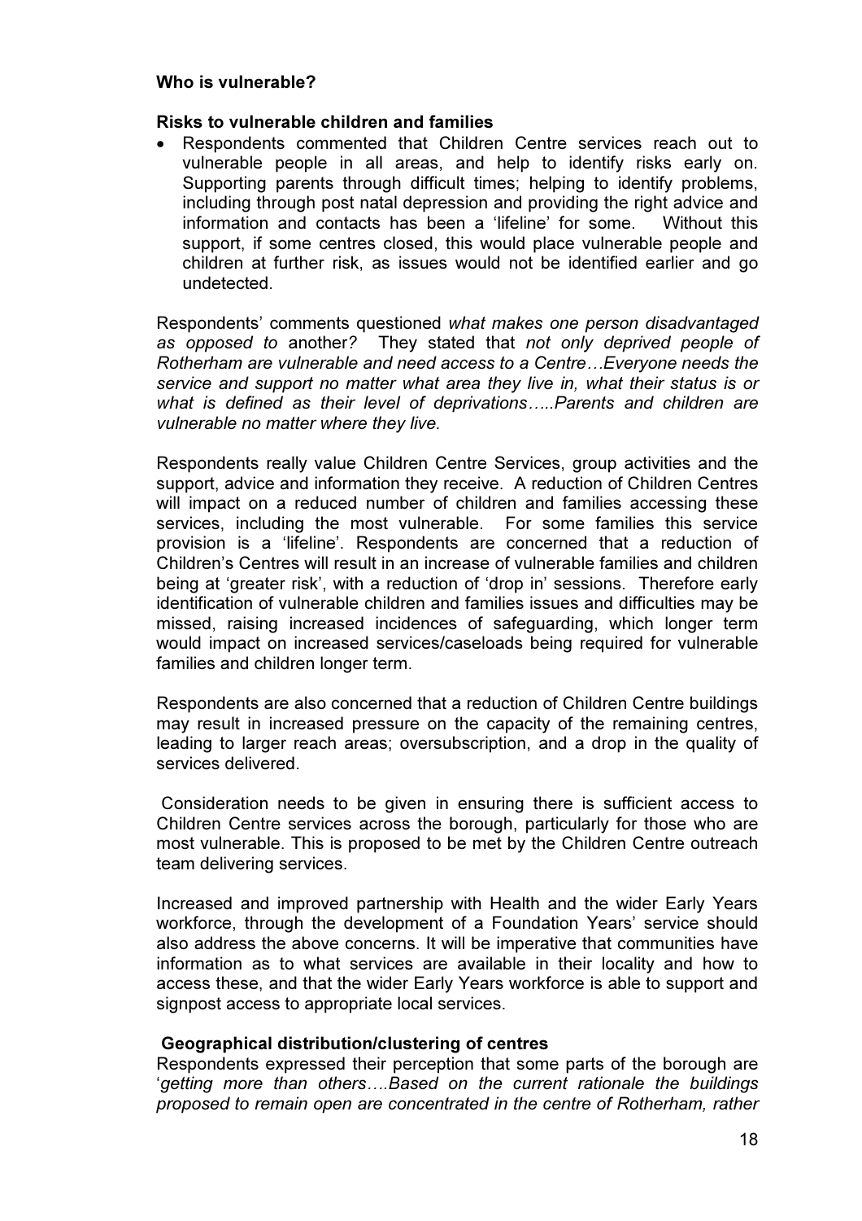**Who is vulnerable?**

**Risks to vulnerable children and families**

- Respondents commented that Children Centre services reach out to vulnerable people in all areas, and help to identify risks early on. Supporting parents through difficult times; helping to identify problems, including through post natal depression and providing the right advice and information and contacts has been a 'lifeline' for some. Without this support, if some centres closed, this would place vulnerable people and children at further risk, as issues would not be identified earlier and go undetected.

Respondents' comments questioned *what makes one person disadvantaged as opposed to* another*?* They stated that *not only deprived people of Rotherham are vulnerable and need access to a Centre…Everyone needs the service and support no matter what area they live in, what their status is or what is defined as their level of deprivations…..Parents and children are vulnerable no matter where they live*.

Respondents really value Children Centre Services, group activities and the support, advice and information they receive. A reduction of Children Centres will impact on a reduced number of children and families accessing these services, including the most vulnerable. For some families this service provision is a 'lifeline'. Respondents are concerned that a reduction of Children's Centres will result in an increase of vulnerable families and children being at 'greater risk', with a reduction of 'drop in' sessions. Therefore early identification of vulnerable children and families issues and difficulties may be missed, raising increased incidences of safeguarding, which longer term would impact on increased services/caseloads being required for vulnerable families and children longer term.

Respondents are also concerned that a reduction of Children Centre buildings may result in increased pressure on the capacity of the remaining centres, leading to larger reach areas; oversubscription, and a drop in the quality of services delivered.

Consideration needs to be given in ensuring there is sufficient access to Children Centre services across the borough, particularly for those who are most vulnerable. This is proposed to be met by the Children Centre outreach team delivering services.

Increased and improved partnership with Health and the wider Early Years workforce, through the development of a Foundation Years' service should also address the above concerns. It will be imperative that communities have information as to what services are available in their locality and how to access these, and that the wider Early Years workforce is able to support and signpost access to appropriate local services.

**Geographical distribution/clustering of centres**

Respondents expressed their perception that some parts of the borough are '*getting more than others….Based on the current rationale the buildings proposed to remain open are concentrated in the centre of Rotherham, rather*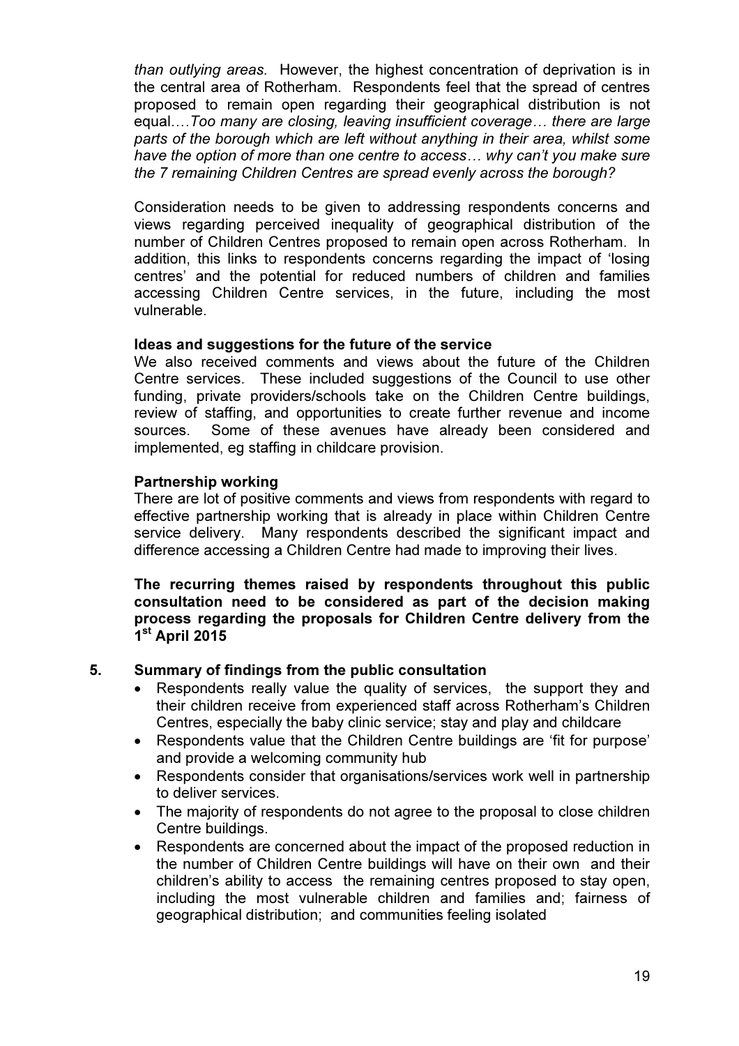*than outlying areas.* However, the highest concentration of deprivation is in the central area of Rotherham. Respondents feel that the spread of centres proposed to remain open regarding their geographical distribution is not equal….*Too many are closing, leaving insufficient coverage… there are large parts of the borough which are left without anything in their area, whilst some have the option of more than one centre to access… why can't you make sure the 7 remaining Children Centres are spread evenly across the borough?*

Consideration needs to be given to addressing respondents concerns and views regarding perceived inequality of geographical distribution of the number of Children Centres proposed to remain open across Rotherham. In addition, this links to respondents concerns regarding the impact of 'losing centres' and the potential for reduced numbers of children and families accessing Children Centre services, in the future, including the most vulnerable.

**Ideas and suggestions for the future of the service**

We also received comments and views about the future of the Children Centre services. These included suggestions of the Council to use other funding, private providers/schools take on the Children Centre buildings, review of staffing, and opportunities to create further revenue and income sources. Some of these avenues have already been considered and implemented, eg staffing in childcare provision.

**Partnership working**

There are lot of positive comments and views from respondents with regard to effective partnership working that is already in place within Children Centre service delivery. Many respondents described the significant impact and difference accessing a Children Centre had made to improving their lives.

**The recurring themes raised by respondents throughout this public consultation need to be considered as part of the decision making process regarding the proposals for Children Centre delivery from the 1st April 2015**

## 5. Summary of findings from the public consultation

- Respondents really value the quality of services, the support they and their children receive from experienced staff across Rotherham's Children Centres, especially the baby clinic service; stay and play and childcare
- Respondents value that the Children Centre buildings are 'fit for purpose' and provide a welcoming community hub
- Respondents consider that organisations/services work well in partnership to deliver services.
- The majority of respondents do not agree to the proposal to close children Centre buildings.
- Respondents are concerned about the impact of the proposed reduction in the number of Children Centre buildings will have on their own and their children's ability to access the remaining centres proposed to stay open, including the most vulnerable children and families and; fairness of geographical distribution; and communities feeling isolated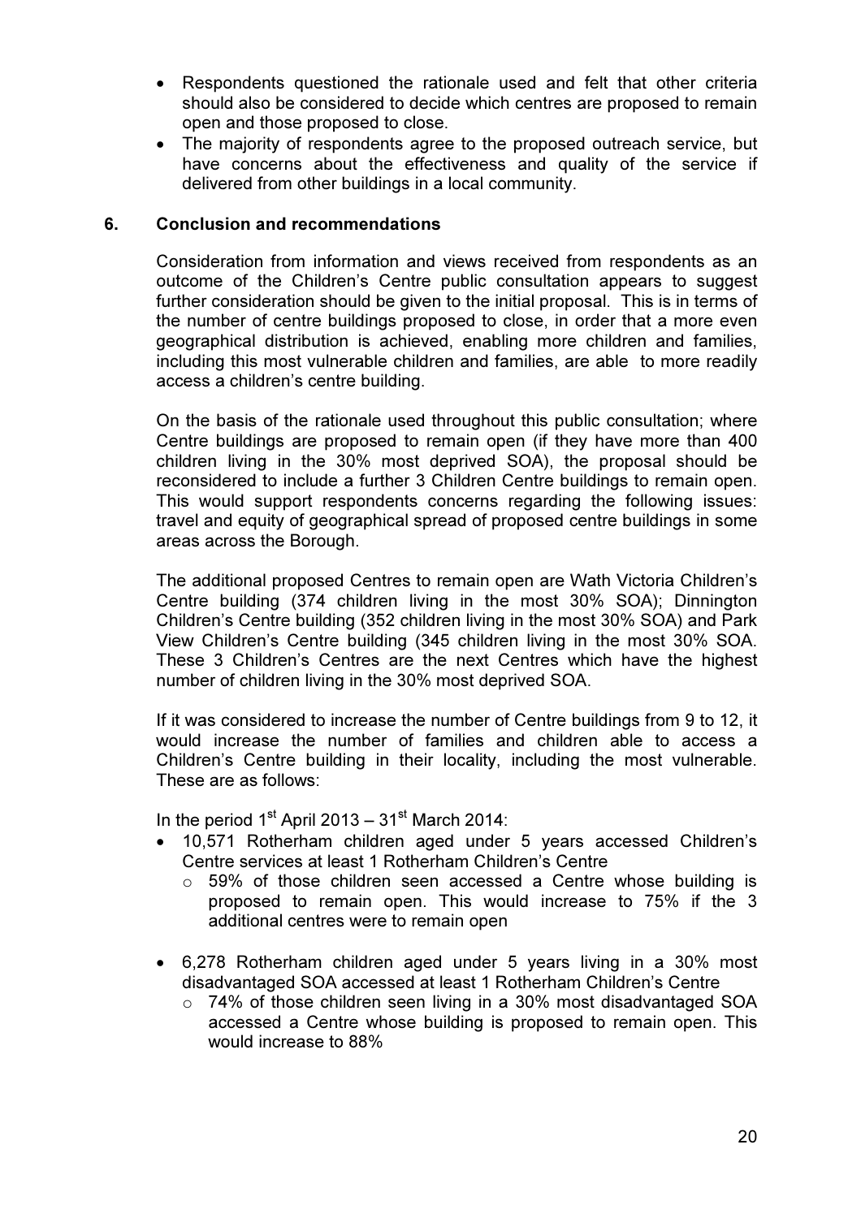- Respondents questioned the rationale used and felt that other criteria should also be considered to decide which centres are proposed to remain open and those proposed to close.
- The majority of respondents agree to the proposed outreach service, but have concerns about the effectiveness and quality of the service if delivered from other buildings in a local community.

## 6. Conclusion and recommendations

Consideration from information and views received from respondents as an outcome of the Children's Centre public consultation appears to suggest further consideration should be given to the initial proposal. This is in terms of the number of centre buildings proposed to close, in order that a more even geographical distribution is achieved, enabling more children and families, including this most vulnerable children and families, are able to more readily access a children's centre building.

On the basis of the rationale used throughout this public consultation; where Centre buildings are proposed to remain open (if they have more than 400 children living in the 30% most deprived SOA), the proposal should be reconsidered to include a further 3 Children Centre buildings to remain open. This would support respondents concerns regarding the following issues: travel and equity of geographical spread of proposed centre buildings in some areas across the Borough.

The additional proposed Centres to remain open are Wath Victoria Children's Centre building (374 children living in the most 30% SOA); Dinnington Children's Centre building (352 children living in the most 30% SOA) and Park View Children's Centre building (345 children living in the most 30% SOA. These 3 Children's Centres are the next Centres which have the highest number of children living in the 30% most deprived SOA.

If it was considered to increase the number of Centre buildings from 9 to 12, it would increase the number of families and children able to access a Children's Centre building in their locality, including the most vulnerable. These are as follows:

In the period 1st April 2013 – 31st March 2014:

- 10,571 Rotherham children aged under 5 years accessed Children's Centre services at least 1 Rotherham Children's Centre
  - 59% of those children seen accessed a Centre whose building is proposed to remain open. This would increase to 75% if the 3 additional centres were to remain open

- 6,278 Rotherham children aged under 5 years living in a 30% most disadvantaged SOA accessed at least 1 Rotherham Children's Centre
  - 74% of those children seen living in a 30% most disadvantaged SOA accessed a Centre whose building is proposed to remain open. This would increase to 88%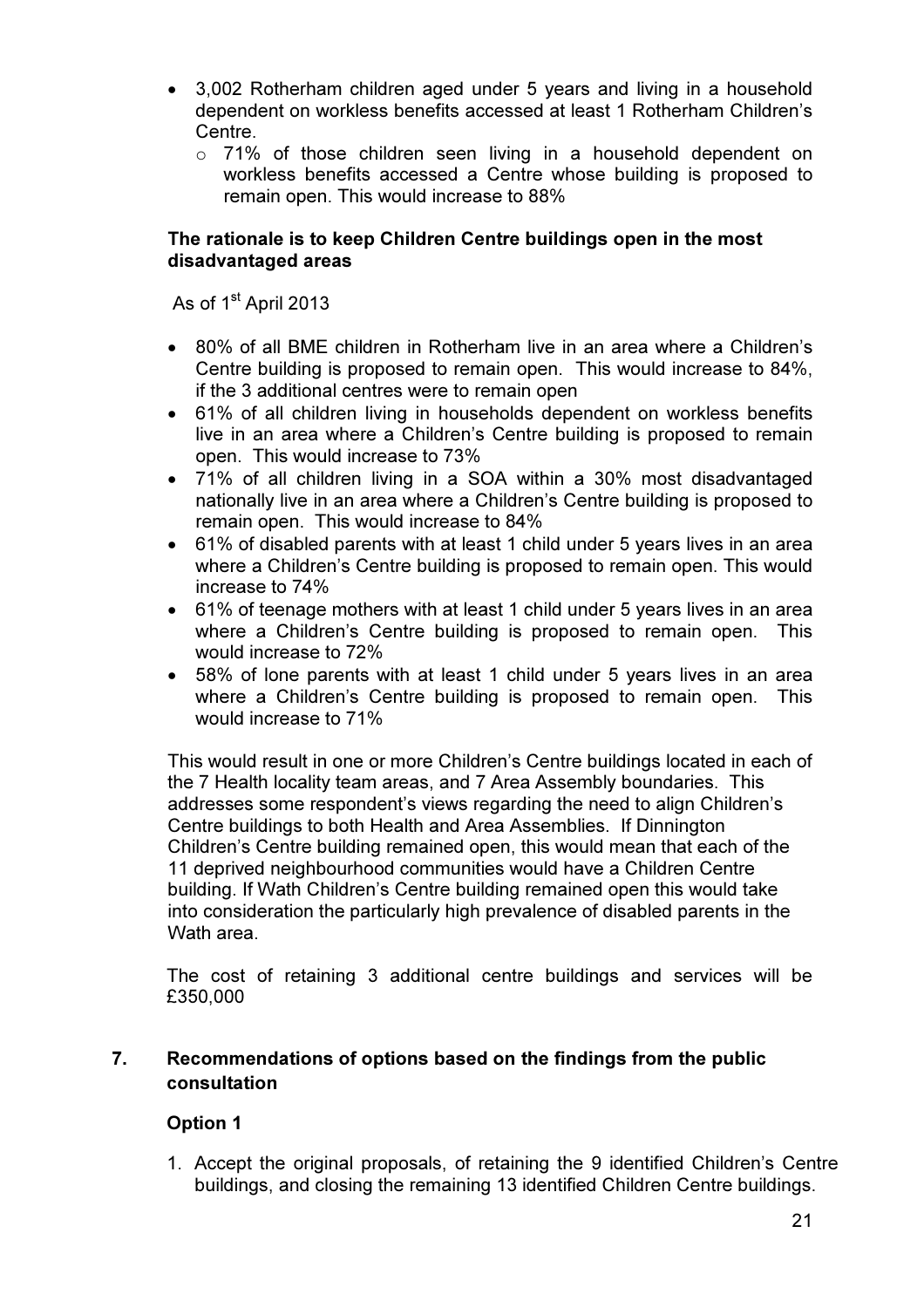- 3,002 Rotherham children aged under 5 years and living in a household dependent on workless benefits accessed at least 1 Rotherham Children's Centre.
  - 71% of those children seen living in a household dependent on workless benefits accessed a Centre whose building is proposed to remain open. This would increase to 88%

**The rationale is to keep Children Centre buildings open in the most disadvantaged areas**

As of 1st April 2013

- 80% of all BME children in Rotherham live in an area where a Children's Centre building is proposed to remain open. This would increase to 84%, if the 3 additional centres were to remain open
- 61% of all children living in households dependent on workless benefits live in an area where a Children's Centre building is proposed to remain open. This would increase to 73%
- 71% of all children living in a SOA within a 30% most disadvantaged nationally live in an area where a Children's Centre building is proposed to remain open. This would increase to 84%
- 61% of disabled parents with at least 1 child under 5 years lives in an area where a Children's Centre building is proposed to remain open. This would increase to 74%
- 61% of teenage mothers with at least 1 child under 5 years lives in an area where a Children's Centre building is proposed to remain open. This would increase to 72%
- 58% of lone parents with at least 1 child under 5 years lives in an area where a Children's Centre building is proposed to remain open. This would increase to 71%

This would result in one or more Children's Centre buildings located in each of the 7 Health locality team areas, and 7 Area Assembly boundaries. This addresses some respondent's views regarding the need to align Children's Centre buildings to both Health and Area Assemblies. If Dinnington Children's Centre building remained open, this would mean that each of the 11 deprived neighbourhood communities would have a Children Centre building. If Wath Children's Centre building remained open this would take into consideration the particularly high prevalence of disabled parents in the Wath area.

The cost of retaining 3 additional centre buildings and services will be £350,000

## 7. Recommendations of options based on the findings from the public consultation

### Option 1

1. Accept the original proposals, of retaining the 9 identified Children's Centre buildings, and closing the remaining 13 identified Children Centre buildings.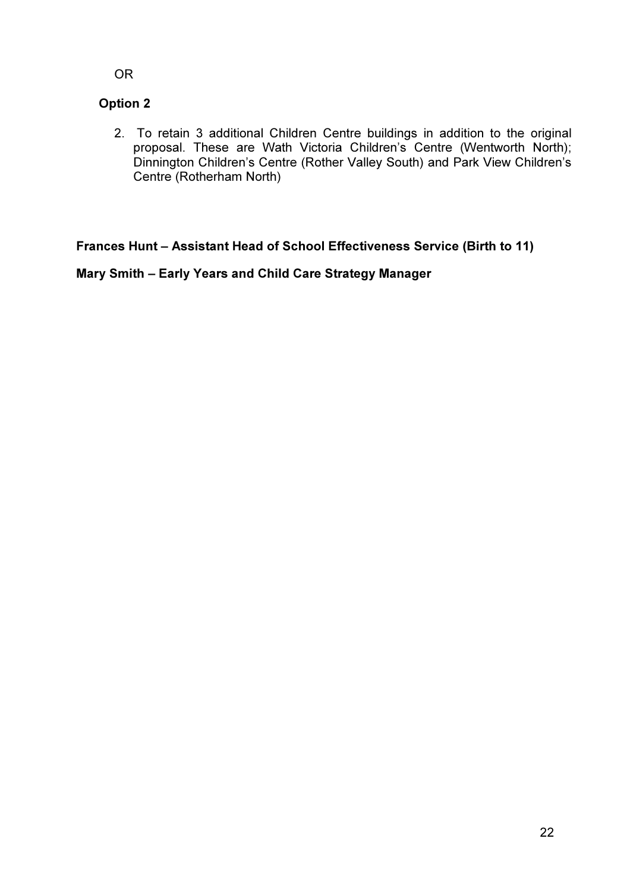OR

**Option 2**

2. To retain 3 additional Children Centre buildings in addition to the original proposal. These are Wath Victoria Children's Centre (Wentworth North); Dinnington Children's Centre (Rother Valley South) and Park View Children's Centre (Rotherham North)

**Frances Hunt – Assistant Head of School Effectiveness Service (Birth to 11)**

**Mary Smith – Early Years and Child Care Strategy Manager**